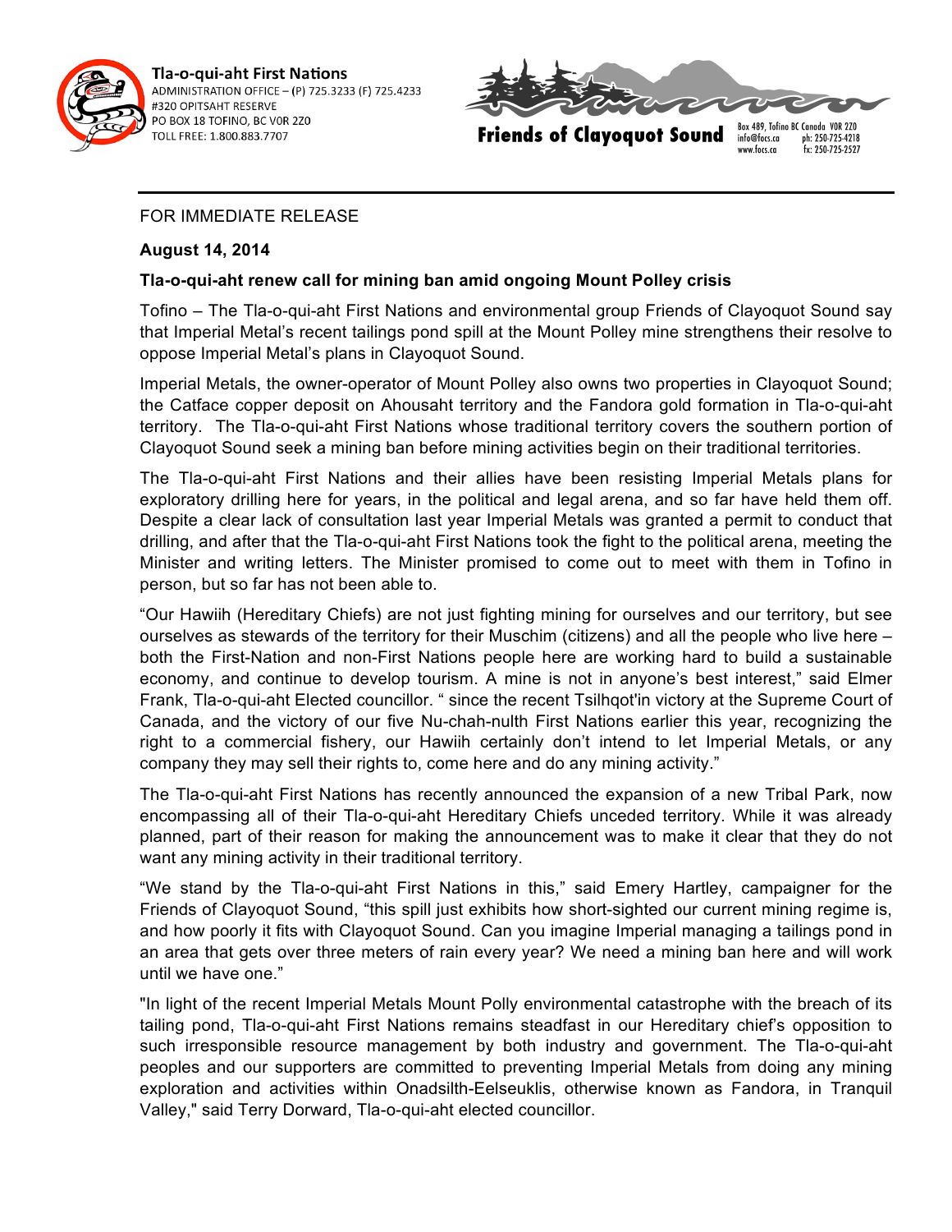**Tla-o-qui-aht First Nations**
ADMINISTRATION OFFICE – (P) 725.3233 (F) 725.4233
#320 OPITSAHT RESERVE
PO BOX 18 TOFINO, BC V0R 2Z0
TOLL FREE: 1.800.883.7707

**Friends of Clayoquot Sound**
Box 489, Tofino BC Canada V0R 2Z0
info@focs.ca ph: 250-725-4218
www.focs.ca fx: 250-725-2527

FOR IMMEDIATE RELEASE

**August 14, 2014**

**Tla-o-qui-aht renew call for mining ban amid ongoing Mount Polley crisis**

Tofino – The Tla-o-qui-aht First Nations and environmental group Friends of Clayoquot Sound say that Imperial Metal's recent tailings pond spill at the Mount Polley mine strengthens their resolve to oppose Imperial Metal's plans in Clayoquot Sound.

Imperial Metals, the owner-operator of Mount Polley also owns two properties in Clayoquot Sound; the Catface copper deposit on Ahousaht territory and the Fandora gold formation in Tla-o-qui-aht territory. The Tla-o-qui-aht First Nations whose traditional territory covers the southern portion of Clayoquot Sound seek a mining ban before mining activities begin on their traditional territories.

The Tla-o-qui-aht First Nations and their allies have been resisting Imperial Metals plans for exploratory drilling here for years, in the political and legal arena, and so far have held them off. Despite a clear lack of consultation last year Imperial Metals was granted a permit to conduct that drilling, and after that the Tla-o-qui-aht First Nations took the fight to the political arena, meeting the Minister and writing letters. The Minister promised to come out to meet with them in Tofino in person, but so far has not been able to.

"Our Hawiih (Hereditary Chiefs) are not just fighting mining for ourselves and our territory, but see ourselves as stewards of the territory for their Muschim (citizens) and all the people who live here – both the First-Nation and non-First Nations people here are working hard to build a sustainable economy, and continue to develop tourism. A mine is not in anyone's best interest," said Elmer Frank, Tla-o-qui-aht Elected councillor. " since the recent Tsilhqot'in victory at the Supreme Court of Canada, and the victory of our five Nu-chah-nulth First Nations earlier this year, recognizing the right to a commercial fishery, our Hawiih certainly don't intend to let Imperial Metals, or any company they may sell their rights to, come here and do any mining activity."

The Tla-o-qui-aht First Nations has recently announced the expansion of a new Tribal Park, now encompassing all of their Tla-o-qui-aht Hereditary Chiefs unceded territory. While it was already planned, part of their reason for making the announcement was to make it clear that they do not want any mining activity in their traditional territory.

"We stand by the Tla-o-qui-aht First Nations in this," said Emery Hartley, campaigner for the Friends of Clayoquot Sound, "this spill just exhibits how short-sighted our current mining regime is, and how poorly it fits with Clayoquot Sound. Can you imagine Imperial managing a tailings pond in an area that gets over three meters of rain every year? We need a mining ban here and will work until we have one."

"In light of the recent Imperial Metals Mount Polly environmental catastrophe with the breach of its tailing pond, Tla-o-qui-aht First Nations remains steadfast in our Hereditary chief's opposition to such irresponsible resource management by both industry and government. The Tla-o-qui-aht peoples and our supporters are committed to preventing Imperial Metals from doing any mining exploration and activities within Onadsilth-Eelseuklis, otherwise known as Fandora, in Tranquil Valley," said Terry Dorward, Tla-o-qui-aht elected councillor.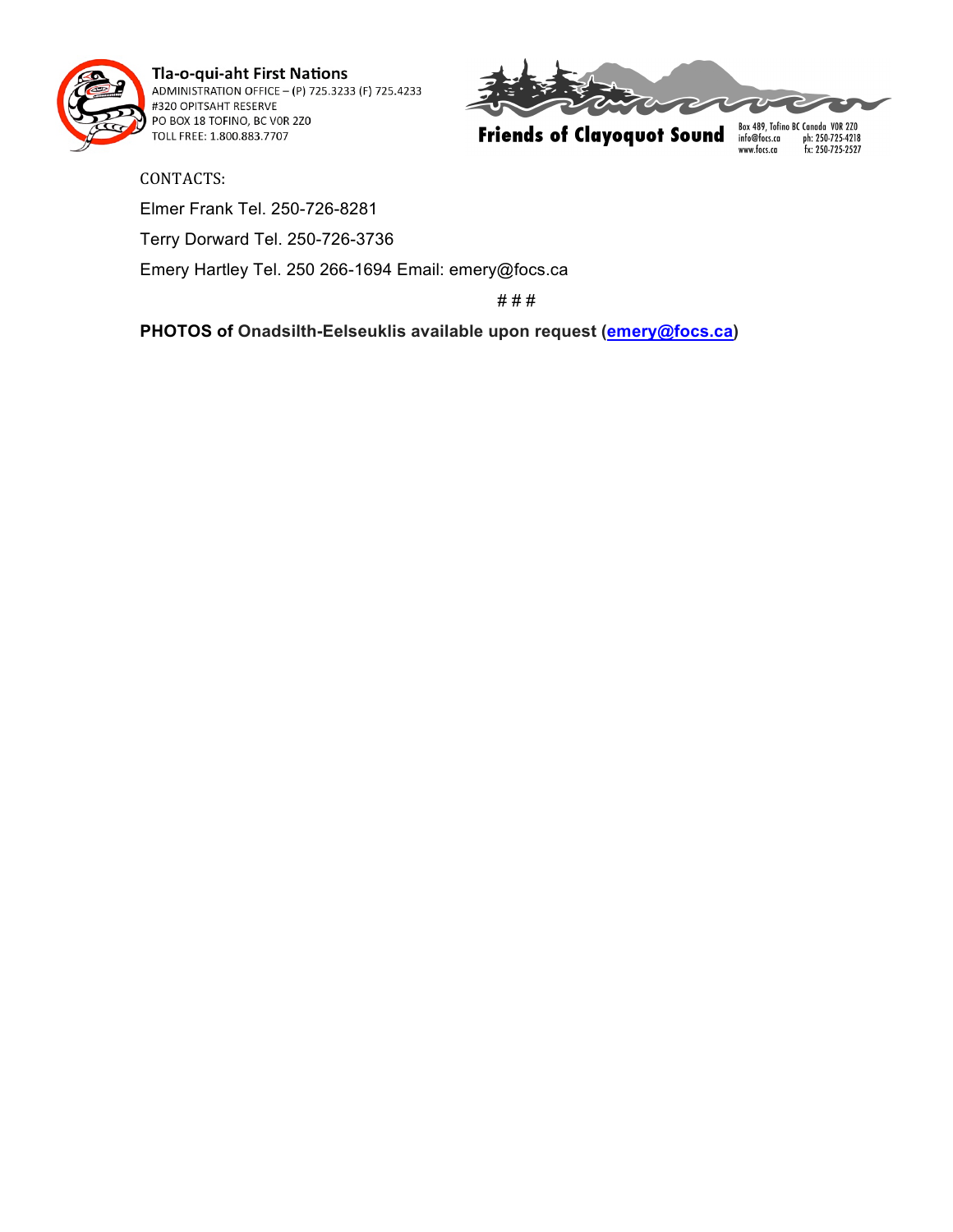**Tla-o-qui-aht First Nations**
ADMINISTRATION OFFICE – (P) 725.3233 (F) 725.4233
#320 OPITSAHT RESERVE
PO BOX 18 TOFINO, BC V0R 2Z0
TOLL FREE: 1.800.883.7707

**Friends of Clayoquot Sound**
Box 489, Tofino BC Canada V0R 2Z0
info@focs.ca ph: 250-725-4218
www.focs.ca fx: 250-725-2527

CONTACTS:

Elmer Frank Tel. 250-726-8281

Terry Dorward Tel. 250-726-3736

Emery Hartley Tel. 250 266-1694 Email: emery@focs.ca

# # #

**PHOTOS of Onadsilth-Eelseuklis available upon request ([emery@focs.ca](mailto:emery@focs.ca))**